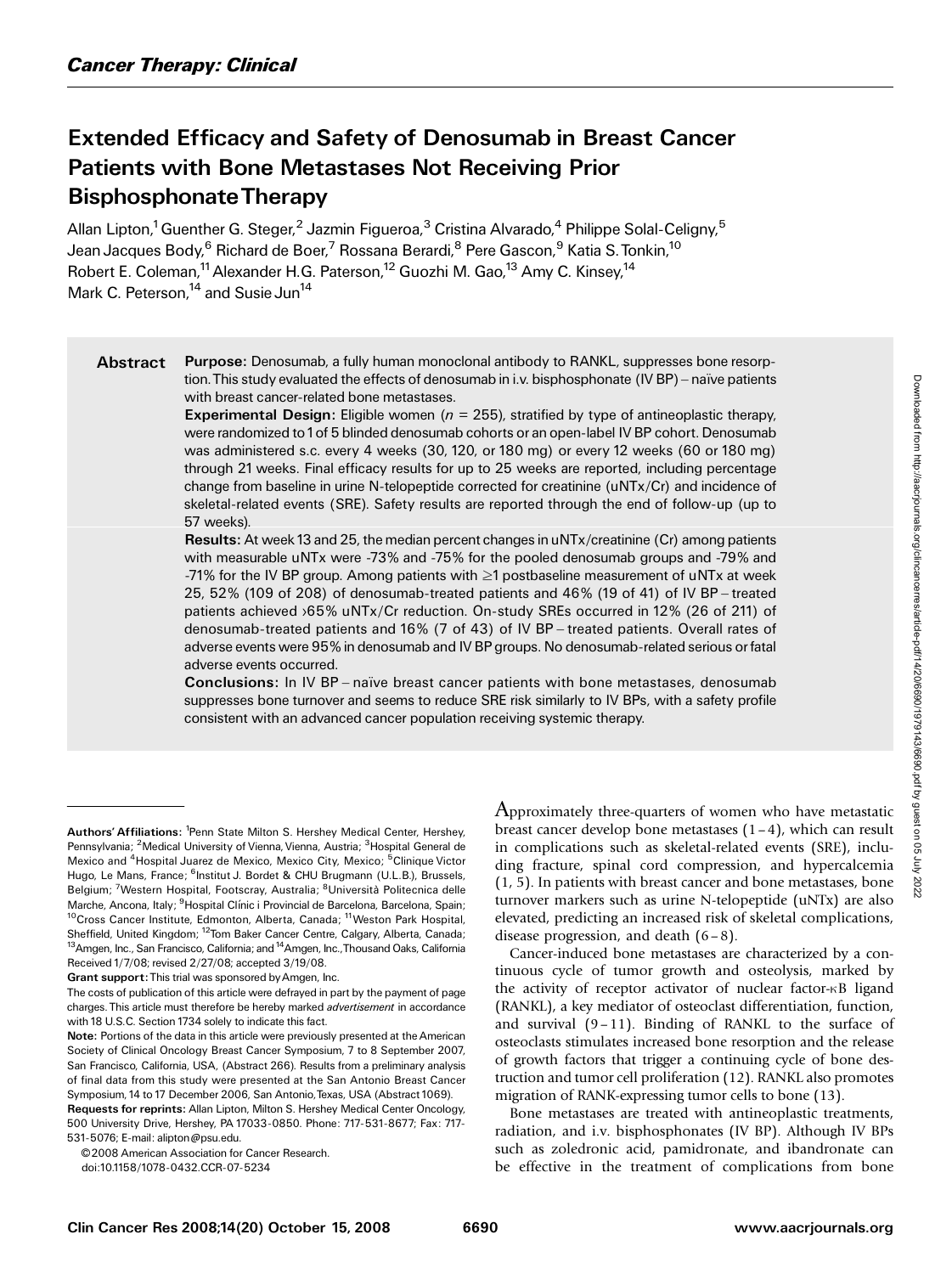*Cancer Therapy: Clinical*

# Extended Efficacy and Safety of Denosumab in Breast Cancer Patients with Bone Metastases Not Receiving Prior Bisphosphonate Therapy

Allan Lipton,[1] Guenther G. Steger,[2] Jazmin Figueroa,[3] Cristina Alvarado,[4] Philippe Solal-Celigny,[5] Jean Jacques Body,[6] Richard de Boer,[7] Rossana Berardi,[8] Pere Gascon,[9] Katia S. Tonkin,[10] Robert E. Coleman,[11] Alexander H.G. Paterson,[12] Guozhi M. Gao,[13] Amy C. Kinsey,[14] Mark C. Peterson,[14] and Susie Jun[14]

**Abstract** **Purpose:** Denosumab, a fully human monoclonal antibody to RANKL, suppresses bone resorption. This study evaluated the effects of denosumab in i.v. bisphosphonate (IV BP) – naïve patients with breast cancer-related bone metastases.

**Experimental Design:** Eligible women ($n$ = 255), stratified by type of antineoplastic therapy, were randomized to 1 of 5 blinded denosumab cohorts or an open-label IV BP cohort. Denosumab was administered s.c. every 4 weeks (30, 120, or 180 mg) or every 12 weeks (60 or 180 mg) through 21 weeks. Final efficacy results for up to 25 weeks are reported, including percentage change from baseline in urine N-telopeptide corrected for creatinine (uNTx/Cr) and incidence of skeletal-related events (SRE). Safety results are reported through the end of follow-up (up to 57 weeks).

**Results:** At week 13 and 25, the median percent changes in uNTx/creatinine (Cr) among patients with measurable uNTx were -73% and -75% for the pooled denosumab groups and -79% and -71% for the IV BP group. Among patients with ≥1 postbaseline measurement of uNTx at week 25, 52% (109 of 208) of denosumab-treated patients and 46% (19 of 41) of IV BP – treated patients achieved >65% uNTx/Cr reduction. On-study SREs occurred in 12% (26 of 211) of denosumab-treated patients and 16% (7 of 43) of IV BP – treated patients. Overall rates of adverse events were 95% in denosumab and IV BP groups. No denosumab-related serious or fatal adverse events occurred.

**Conclusions:** In IV BP – naïve breast cancer patients with bone metastases, denosumab suppresses bone turnover and seems to reduce SRE risk similarly to IV BPs, with a safety profile consistent with an advanced cancer population receiving systemic therapy.

Approximately three-quarters of women who have metastatic breast cancer develop bone metastases (1 – 4), which can result in complications such as skeletal-related events (SRE), including fracture, spinal cord compression, and hypercalcemia (1, 5). In patients with breast cancer and bone metastases, bone turnover markers such as urine N-telopeptide (uNTx) are also elevated, predicting an increased risk of skeletal complications, disease progression, and death (6 – 8).

Cancer-induced bone metastases are characterized by a continuous cycle of tumor growth and osteolysis, marked by the activity of receptor activator of nuclear factor-κB ligand (RANKL), a key mediator of osteoclast differentiation, function, and survival (9 – 11). Binding of RANKL to the surface of osteoclasts stimulates increased bone resorption and the release of growth factors that trigger a continuing cycle of bone destruction and tumor cell proliferation (12). RANKL also promotes migration of RANK-expressing tumor cells to bone (13).

Bone metastases are treated with antineoplastic treatments, radiation, and i.v. bisphosphonates (IV BP). Although IV BPs such as zoledronic acid, pamidronate, and ibandronate can be effective in the treatment of complications from bone

---

**Authors' Affiliations:** [1]Penn State Milton S. Hershey Medical Center, Hershey, Pennsylvania; [2]Medical University of Vienna, Vienna, Austria; [3]Hospital General de Mexico and [4]Hospital Juarez de Mexico, Mexico City, Mexico; [5]Clinique Victor Hugo, Le Mans, France; [6]Institut J. Bordet & CHU Brugmann (U.L.B.), Brussels, Belgium; [7]Western Hospital, Footscray, Australia; [8]Università Politecnica delle Marche, Ancona, Italy; [9]Hospital Clínic i Provincial de Barcelona, Barcelona, Spain; [10]Cross Cancer Institute, Edmonton, Alberta, Canada; [11]Weston Park Hospital, Sheffield, United Kingdom; [12]Tom Baker Cancer Centre, Calgary, Alberta, Canada; [13]Amgen, Inc., San Francisco, California; and [14]Amgen, Inc., Thousand Oaks, California

Received 1/7/08; revised 2/27/08; accepted 3/19/08.

**Grant support:** This trial was sponsored by Amgen, Inc.

The costs of publication of this article were defrayed in part by the payment of page charges. This article must therefore be hereby marked *advertisement* in accordance with 18 U.S.C. Section 1734 solely to indicate this fact.

**Note:** Portions of the data in this article were previously presented at the American Society of Clinical Oncology Breast Cancer Symposium, 7 to 8 September 2007, San Francisco, California, USA, (Abstract 266). Results from a preliminary analysis of final data from this study were presented at the San Antonio Breast Cancer Symposium, 14 to 17 December 2006, San Antonio, Texas, USA (Abstract 1069).

**Requests for reprints:** Allan Lipton, Milton S. Hershey Medical Center Oncology, 500 University Drive, Hershey, PA 17033-0850. Phone: 717-531-8677; Fax: 717-531-5076; E-mail: alipton@psu.edu.

©2008 American Association for Cancer Research.

doi:10.1158/1078-0432.CCR-07-5234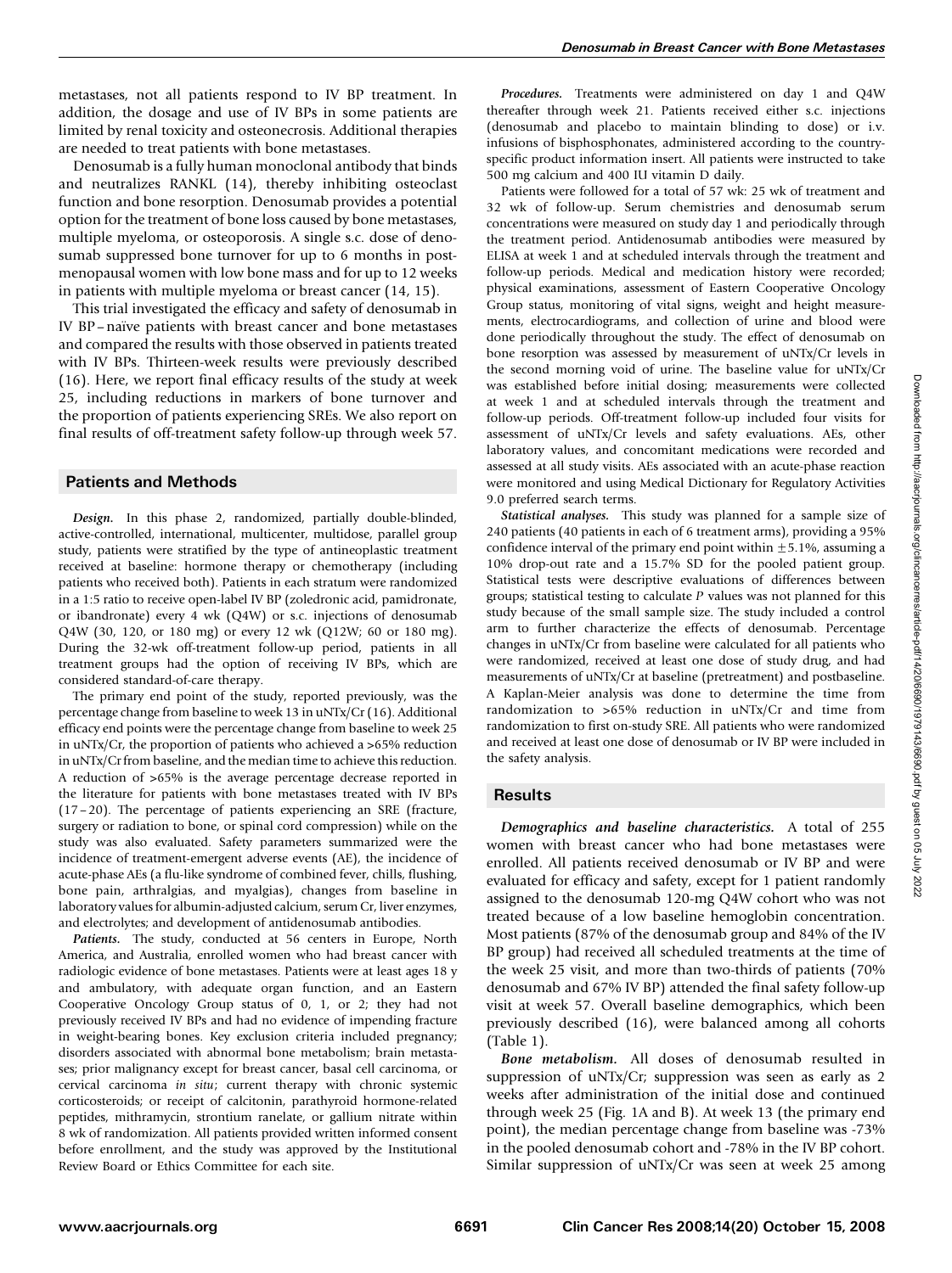metastases, not all patients respond to IV BP treatment. In addition, the dosage and use of IV BPs in some patients are limited by renal toxicity and osteonecrosis. Additional therapies are needed to treat patients with bone metastases.

Denosumab is a fully human monoclonal antibody that binds and neutralizes RANKL (14), thereby inhibiting osteoclast function and bone resorption. Denosumab provides a potential option for the treatment of bone loss caused by bone metastases, multiple myeloma, or osteoporosis. A single s.c. dose of denosumab suppressed bone turnover for up to 6 months in postmenopausal women with low bone mass and for up to 12 weeks in patients with multiple myeloma or breast cancer (14, 15).

This trial investigated the efficacy and safety of denosumab in IV BP–naïve patients with breast cancer and bone metastases and compared the results with those observed in patients treated with IV BPs. Thirteen-week results were previously described (16). Here, we report final efficacy results of the study at week 25, including reductions in markers of bone turnover and the proportion of patients experiencing SREs. We also report on final results of off-treatment safety follow-up through week 57.

## Patients and Methods

***Design.*** In this phase 2, randomized, partially double-blinded, active-controlled, international, multicenter, multidose, parallel group study, patients were stratified by the type of antineoplastic treatment received at baseline: hormone therapy or chemotherapy (including patients who received both). Patients in each stratum were randomized in a 1:5 ratio to receive open-label IV BP (zoledronic acid, pamidronate, or ibandronate) every 4 wk (Q4W) or s.c. injections of denosumab Q4W (30, 120, or 180 mg) or every 12 wk (Q12W; 60 or 180 mg). During the 32-wk off-treatment follow-up period, patients in all treatment groups had the option of receiving IV BPs, which are considered standard-of-care therapy.

The primary end point of the study, reported previously, was the percentage change from baseline to week 13 in uNTx/Cr (16). Additional efficacy end points were the percentage change from baseline to week 25 in uNTx/Cr, the proportion of patients who achieved a >65% reduction in uNTx/Cr from baseline, and the median time to achieve this reduction. A reduction of >65% is the average percentage decrease reported in the literature for patients with bone metastases treated with IV BPs (17–20). The percentage of patients experiencing an SRE (fracture, surgery or radiation to bone, or spinal cord compression) while on the study was also evaluated. Safety parameters summarized were the incidence of treatment-emergent adverse events (AE), the incidence of acute-phase AEs (a flu-like syndrome of combined fever, chills, flushing, bone pain, arthralgias, and myalgias), changes from baseline in laboratory values for albumin-adjusted calcium, serum Cr, liver enzymes, and electrolytes; and development of antidenosumab antibodies.

***Patients.*** The study, conducted at 56 centers in Europe, North America, and Australia, enrolled women who had breast cancer with radiologic evidence of bone metastases. Patients were at least ages 18 y and ambulatory, with adequate organ function, and an Eastern Cooperative Oncology Group status of 0, 1, or 2; they had not previously received IV BPs and had no evidence of impending fracture in weight-bearing bones. Key exclusion criteria included pregnancy; disorders associated with abnormal bone metabolism; brain metastases; prior malignancy except for breast cancer, basal cell carcinoma, or cervical carcinoma *in situ*; current therapy with chronic systemic corticosteroids; or receipt of calcitonin, parathyroid hormone-related peptides, mithramycin, strontium ranelate, or gallium nitrate within 8 wk of randomization. All patients provided written informed consent before enrollment, and the study was approved by the Institutional Review Board or Ethics Committee for each site.

***Procedures.*** Treatments were administered on day 1 and Q4W thereafter through week 21. Patients received either s.c. injections (denosumab and placebo to maintain blinding to dose) or i.v. infusions of bisphosphonates, administered according to the country-specific product information insert. All patients were instructed to take 500 mg calcium and 400 IU vitamin D daily.

Patients were followed for a total of 57 wk: 25 wk of treatment and 32 wk of follow-up. Serum chemistries and denosumab serum concentrations were measured on study day 1 and periodically through the treatment period. Antidenosumab antibodies were measured by ELISA at week 1 and at scheduled intervals through the treatment and follow-up periods. Medical and medication history were recorded; physical examinations, assessment of Eastern Cooperative Oncology Group status, monitoring of vital signs, weight and height measurements, electrocardiograms, and collection of urine and blood were done periodically throughout the study. The effect of denosumab on bone resorption was assessed by measurement of uNTx/Cr levels in the second morning void of urine. The baseline value for uNTx/Cr was established before initial dosing; measurements were collected at week 1 and at scheduled intervals through the treatment and follow-up periods. Off-treatment follow-up included four visits for assessment of uNTx/Cr levels and safety evaluations. AEs, other laboratory values, and concomitant medications were recorded and assessed at all study visits. AEs associated with an acute-phase reaction were monitored and using Medical Dictionary for Regulatory Activities 9.0 preferred search terms.

***Statistical analyses.*** This study was planned for a sample size of 240 patients (40 patients in each of 6 treatment arms), providing a 95% confidence interval of the primary end point within ±5.1%, assuming a 10% drop-out rate and a 15.7% SD for the pooled patient group. Statistical tests were descriptive evaluations of differences between groups; statistical testing to calculate *P* values was not planned for this study because of the small sample size. The study included a control arm to further characterize the effects of denosumab. Percentage changes in uNTx/Cr from baseline were calculated for all patients who were randomized, received at least one dose of study drug, and had measurements of uNTx/Cr at baseline (pretreatment) and postbaseline. A Kaplan-Meier analysis was done to determine the time from randomization to >65% reduction in uNTx/Cr and time from randomization to first on-study SRE. All patients who were randomized and received at least one dose of denosumab or IV BP were included in the safety analysis.

## Results

***Demographics and baseline characteristics.*** A total of 255 women with breast cancer who had bone metastases were enrolled. All patients received denosumab or IV BP and were evaluated for efficacy and safety, except for 1 patient randomly assigned to the denosumab 120-mg Q4W cohort who was not treated because of a low baseline hemoglobin concentration. Most patients (87% of the denosumab group and 84% of the IV BP group) had received all scheduled treatments at the time of the week 25 visit, and more than two-thirds of patients (70% denosumab and 67% IV BP) attended the final safety follow-up visit at week 57. Overall baseline demographics, which been previously described (16), were balanced among all cohorts (Table 1).

***Bone metabolism.*** All doses of denosumab resulted in suppression of uNTx/Cr; suppression was seen as early as 2 weeks after administration of the initial dose and continued through week 25 (Fig. 1A and B). At week 13 (the primary end point), the median percentage change from baseline was -73% in the pooled denosumab cohort and -78% in the IV BP cohort. Similar suppression of uNTx/Cr was seen at week 25 among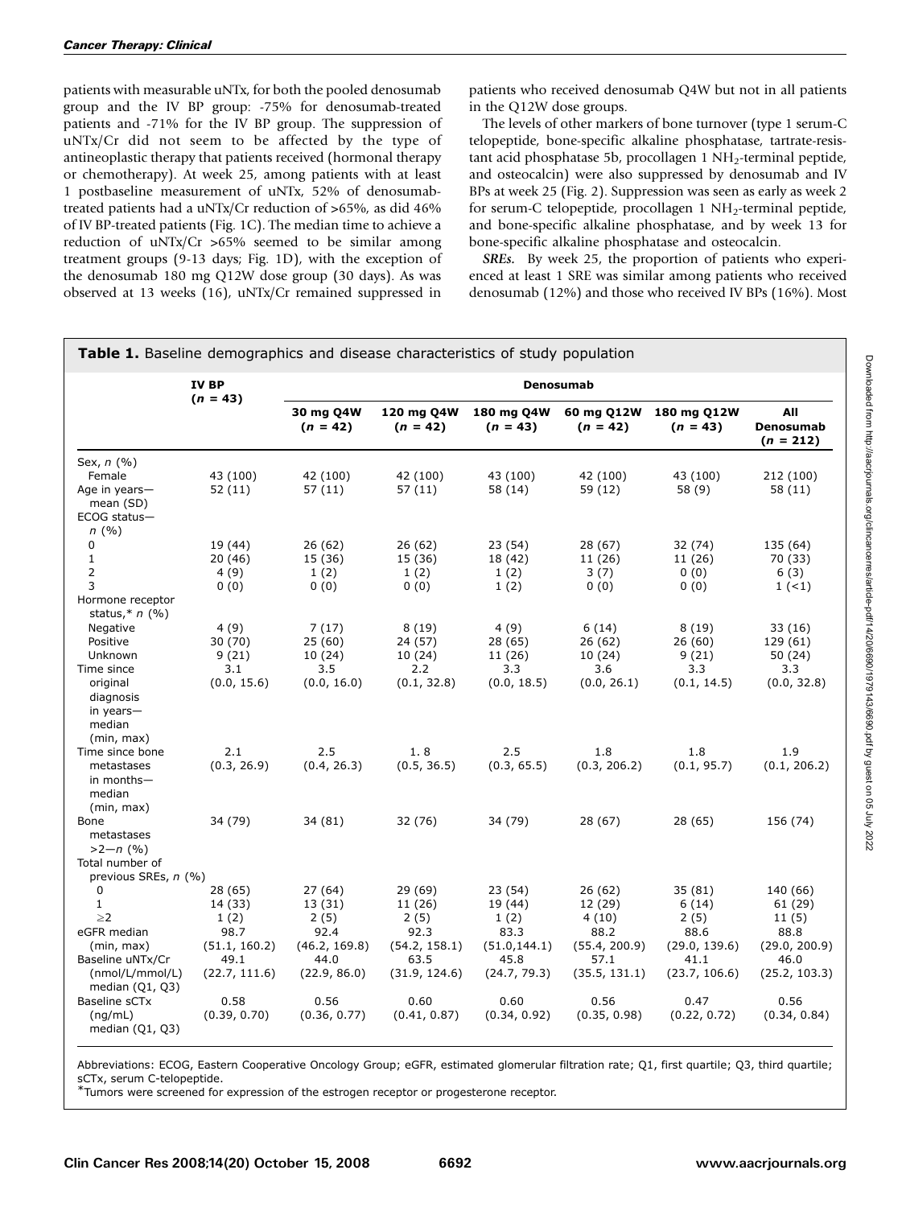patients with measurable uNTx, for both the pooled denosumab group and the IV BP group: -75% for denosumab-treated patients and -71% for the IV BP group. The suppression of uNTx/Cr did not seem to be affected by the type of antineoplastic therapy that patients received (hormonal therapy or chemotherapy). At week 25, among patients with at least 1 postbaseline measurement of uNTx, 52% of denosumab-treated patients had a uNTx/Cr reduction of >65%, as did 46% of IV BP-treated patients (Fig. 1C). The median time to achieve a reduction of uNTx/Cr >65% seemed to be similar among treatment groups (9-13 days; Fig. 1D), with the exception of the denosumab 180 mg Q12W dose group (30 days). As was observed at 13 weeks (16), uNTx/Cr remained suppressed in patients who received denosumab Q4W but not in all patients in the Q12W dose groups.

The levels of other markers of bone turnover (type 1 serum-C telopeptide, bone-specific alkaline phosphatase, tartrate-resistant acid phosphatase 5b, procollagen 1 $NH_2$-terminal peptide, and osteocalcin) were also suppressed by denosumab and IV BPs at week 25 (Fig. 2). Suppression was seen as early as week 2 for serum-C telopeptide, procollagen 1 $NH_2$-terminal peptide, and bone-specific alkaline phosphatase, and by week 13 for bone-specific alkaline phosphatase and osteocalcin.

***SREs.*** By week 25, the proportion of patients who experienced at least 1 SRE was similar among patients who received denosumab (12%) and those who received IV BPs (16%). Most

**Table 1.** Baseline demographics and disease characteristics of study population

| | IV BP (n = 43) | Denosumab | | | | | |
|---|---|---|---|---|---|---|---|
| | | 30 mg Q4W (n = 42) | 120 mg Q4W (n = 42) | 180 mg Q4W (n = 43) | 60 mg Q12W (n = 42) | 180 mg Q12W (n = 43) | All Denosumab (n = 212) |
| Sex, n (%) | | | | | | | |
| Female | 43 (100) | 42 (100) | 42 (100) | 43 (100) | 42 (100) | 43 (100) | 212 (100) |
| Age in years—mean (SD) | 52 (11) | 57 (11) | 57 (11) | 58 (14) | 59 (12) | 58 (9) | 58 (11) |
| ECOG status—n (%) | | | | | | | |
| 0 | 19 (44) | 26 (62) | 26 (62) | 23 (54) | 28 (67) | 32 (74) | 135 (64) |
| 1 | 20 (46) | 15 (36) | 15 (36) | 18 (42) | 11 (26) | 11 (26) | 70 (33) |
| 2 | 4 (9) | 1 (2) | 1 (2) | 1 (2) | 3 (7) | 0 (0) | 6 (3) |
| 3 | 0 (0) | 0 (0) | 0 (0) | 1 (2) | 0 (0) | 0 (0) | 1 (<1) |
| Hormone receptor status,* n (%) | | | | | | | |
| Negative | 4 (9) | 7 (17) | 8 (19) | 4 (9) | 6 (14) | 8 (19) | 33 (16) |
| Positive | 30 (70) | 25 (60) | 24 (57) | 28 (65) | 26 (62) | 26 (60) | 129 (61) |
| Unknown | 9 (21) | 10 (24) | 10 (24) | 11 (26) | 10 (24) | 9 (21) | 50 (24) |
| Time since original diagnosis in years—median (min, max) | 3.1 (0.0, 15.6) | 3.5 (0.0, 16.0) | 2.2 (0.1, 32.8) | 3.3 (0.0, 18.5) | 3.6 (0.0, 26.1) | 3.3 (0.1, 14.5) | 3.3 (0.0, 32.8) |
| Time since bone metastases in months—median (min, max) | 2.1 (0.3, 26.9) | 2.5 (0.4, 26.3) | 1. 8 (0.5, 36.5) | 2.5 (0.3, 65.5) | 1.8 (0.3, 206.2) | 1.8 (0.1, 95.7) | 1.9 (0.1, 206.2) |
| Bone metastases >2—n (%) | 34 (79) | 34 (81) | 32 (76) | 34 (79) | 28 (67) | 28 (65) | 156 (74) |
| Total number of previous SREs, n (%) | | | | | | | |
| 0 | 28 (65) | 27 (64) | 29 (69) | 23 (54) | 26 (62) | 35 (81) | 140 (66) |
| 1 | 14 (33) | 13 (31) | 11 (26) | 19 (44) | 12 (29) | 6 (14) | 61 (29) |
| ≥2 | 1 (2) | 2 (5) | 2 (5) | 1 (2) | 4 (10) | 2 (5) | 11 (5) |
| eGFR median (min, max) | 98.7 (51.1, 160.2) | 92.4 (46.2, 169.8) | 92.3 (54.2, 158.1) | 83.3 (51.0,144.1) | 88.2 (55.4, 200.9) | 88.6 (29.0, 139.6) | 88.8 (29.0, 200.9) |
| Baseline uNTx/Cr (nmol/L/mmol/L) median (Q1, Q3) | 49.1 (22.7, 111.6) | 44.0 (22.9, 86.0) | 63.5 (31.9, 124.6) | 45.8 (24.7, 79.3) | 57.1 (35.5, 131.1) | 41.1 (23.7, 106.6) | 46.0 (25.2, 103.3) |
| Baseline sCTx (ng/mL) median (Q1, Q3) | 0.58 (0.39, 0.70) | 0.56 (0.36, 0.77) | 0.60 (0.41, 0.87) | 0.60 (0.34, 0.92) | 0.56 (0.35, 0.98) | 0.47 (0.22, 0.72) | 0.56 (0.34, 0.84) |

Abbreviations: ECOG, Eastern Cooperative Oncology Group; eGFR, estimated glomerular filtration rate; Q1, first quartile; Q3, third quartile; sCTx, serum C-telopeptide.

*Tumors were screened for expression of the estrogen receptor or progesterone receptor.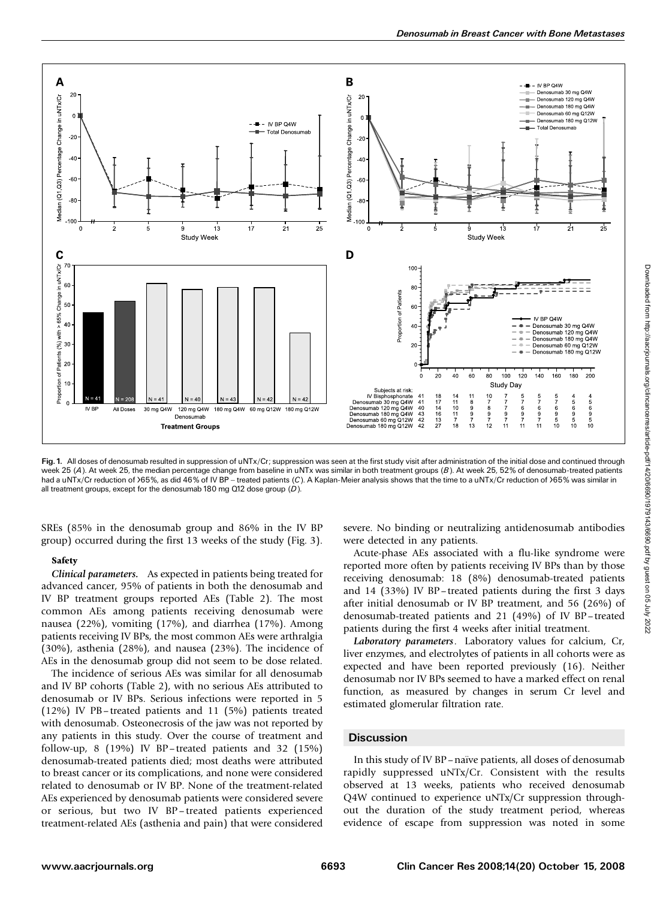A

Median (Q1,Q3) Percentage Change in uNTx/Cr

IV BP Q4W

Total Denosumab

Study Week

B

IV BP Q4W

Denosumab 30 mg Q4W

Denosumab 120 mg Q4W

Denosumab 180 mg Q4W

Denosumab 60 mg Q12W

Denosumab 180 mg Q12W

Total Denosumab

Median (Q1,Q3) Percentage Change in uNTx/Cr

Study Week

C

Proportion of Patients (%) with > 65% Change in uNTx/Cr

N = 41 N = 208 N = 41 N = 40 N = 43 N = 42 N = 42

IV BP All Doses 30 mg Q4W 120 mg Q4W 180 mg Q4W 60 mg Q12W 180 mg Q12W

Denosumab

Treatment Groups

D

Proportion of Patients

IV BP Q4W

Denosumab 30 mg Q4W

Denosumab 120 mg Q4W

Denosumab 180 mg Q4W

Denosumab 60 mg Q12W

Denosumab 180 mg Q12W

Study Day

Subjects at risk:

IV Bisphosphonate 41 18 14 11 10 7 5 5 5 4 4

Denosumab 30 mg Q4W 41 17 11 8 7 7 7 7 7 5 5

Denosumab 120 mg Q4W 40 14 10 9 8 7 6 6 6 6 6

Denosumab 180 mg Q4W 43 16 11 9 9 9 9 9 9 9 9

Denosumab 60 mg Q12W 42 13 7 7 7 7 7 7 5 5 5

Denosumab 180 mg Q12W 42 27 18 13 12 11 11 11 10 10 10

**Fig. 1.** All doses of denosumab resulted in suppression of uNTx/Cr; suppression was seen at the first study visit after administration of the initial dose and continued through week 25 (*A*). At week 25, the median percentage change from baseline in uNTx was similar in both treatment groups (*B*). At week 25, 52% of denosumab-treated patients had a uNTx/Cr reduction of >65%, as did 46% of IV BP – treated patients (*C*). A Kaplan-Meier analysis shows that the time to a uNTx/Cr reduction of >65% was similar in all treatment groups, except for the denosumab 180 mg Q12 dose group (*D*).

SREs (85% in the denosumab group and 86% in the IV BP group) occurred during the first 13 weeks of the study (Fig. 3).

### Safety

***Clinical parameters.*** As expected in patients being treated for advanced cancer, 95% of patients in both the denosumab and IV BP treatment groups reported AEs (Table 2). The most common AEs among patients receiving denosumab were nausea (22%), vomiting (17%), and diarrhea (17%). Among patients receiving IV BPs, the most common AEs were arthralgia (30%), asthenia (28%), and nausea (23%). The incidence of AEs in the denosumab group did not seem to be dose related.

The incidence of serious AEs was similar for all denosumab and IV BP cohorts (Table 2), with no serious AEs attributed to denosumab or IV BPs. Serious infections were reported in 5 (12%) IV PB – treated patients and 11 (5%) patients treated with denosumab. Osteonecrosis of the jaw was not reported by any patients in this study. Over the course of treatment and follow-up, 8 (19%) IV BP – treated patients and 32 (15%) denosumab-treated patients died; most deaths were attributed to breast cancer or its complications, and none were considered related to denosumab or IV BP. None of the treatment-related AEs experienced by denosumab patients were considered severe or serious, but two IV BP – treated patients experienced treatment-related AEs (asthenia and pain) that were considered severe. No binding or neutralizing antidenosumab antibodies were detected in any patients.

Acute-phase AEs associated with a flu-like syndrome were reported more often by patients receiving IV BPs than by those receiving denosumab: 18 (8%) denosumab-treated patients and 14 (33%) IV BP – treated patients during the first 3 days after initial denosumab or IV BP treatment, and 56 (26%) of denosumab-treated patients and 21 (49%) of IV BP – treated patients during the first 4 weeks after initial treatment.

***Laboratory parameters.*** Laboratory values for calcium, Cr, liver enzymes, and electrolytes of patients in all cohorts were as expected and have been reported previously (16). Neither denosumab nor IV BPs seemed to have a marked effect on renal function, as measured by changes in serum Cr level and estimated glomerular filtration rate.

## Discussion

In this study of IV BP – naïve patients, all doses of denosumab rapidly suppressed uNTx/Cr. Consistent with the results observed at 13 weeks, patients who received denosumab Q4W continued to experience uNTx/Cr suppression throughout the duration of the study treatment period, whereas evidence of escape from suppression was noted in some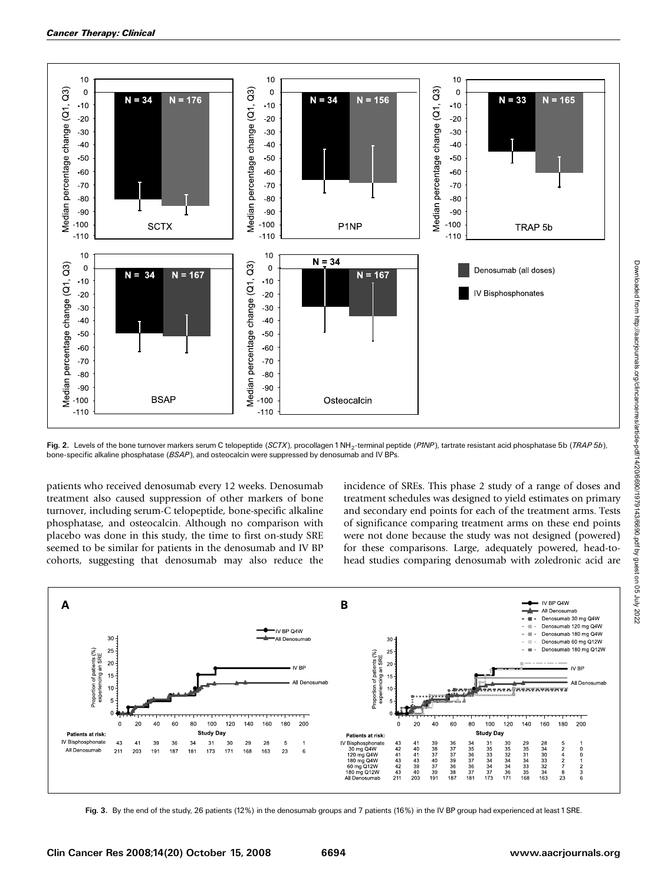Median percentage change (Q1, Q3)

N = 34
N = 176
SCTX

N = 34
N = 156
P1NP

N = 33
N = 165
TRAP 5b

N = 34
N = 167
BSAP

N = 34
N = 167
Osteocalcin

Denosumab (all doses)
IV Bisphosphonates

**Fig. 2.** Levels of the bone turnover markers serum C telopeptide (*SCTX*), procollagen 1 $NH_2$-terminal peptide (*P1NP*), tartrate resistant acid phosphatase 5b (*TRAP 5b*), bone-specific alkaline phosphatase (*BSAP*), and osteocalcin were suppressed by denosumab and IV BPs.

patients who received denosumab every 12 weeks. Denosumab treatment also caused suppression of other markers of bone turnover, including serum-C telopeptide, bone-specific alkaline phosphatase, and osteocalcin. Although no comparison with placebo was done in this study, the time to first on-study SRE seemed to be similar for patients in the denosumab and IV BP cohorts, suggesting that denosumab may also reduce the incidence of SREs. This phase 2 study of a range of doses and treatment schedules was designed to yield estimates on primary and secondary end points for each of the treatment arms. Tests of significance comparing treatment arms on these end points were not done because the study was not designed (powered) for these comparisons. Large, adequately powered, head-to-head studies comparing denosumab with zoledronic acid are

A

IV BP Q4W
All Denosumab

Proportion of patients (%) experiencing an SRE

IV BP
All Denosumab

Study Day

Patients at risk:
IV Bisphosphonate 43 41 39 36 34 31 30 29 28 5 1
All Denosumab 211 203 191 187 181 173 171 168 163 23 6

B

IV BP Q4W
All Denosumab
Denosumab 30 mg Q4W
Denosumab 120 mg Q4W
Denosumab 180 mg Q4W
Denosumab 60 mg Q12W
Denosumab 180 mg Q12W

Proportion of patients (%) experiencing an SRE

IV BP
All Denosumab

Study Day

Patients at risk:
IV Bisphosphonate 43 41 39 36 34 31 30 29 28 5 1
30 mg Q4W 42 40 38 37 35 35 35 35 34 2 0
120 mg Q4W 41 41 37 37 36 33 32 31 30 4 0
180 mg Q4W 43 43 40 39 37 34 34 34 33 2 1
60 mg Q12W 42 39 37 36 36 34 34 33 32 7 2
180 mg Q12W 43 40 39 38 37 37 36 35 34 8 3
All Denosumab 211 203 191 187 181 173 171 168 163 23 6

**Fig. 3.** By the end of the study, 26 patients (12%) in the denosumab groups and 7 patients (16%) in the IV BP group had experienced at least 1 SRE.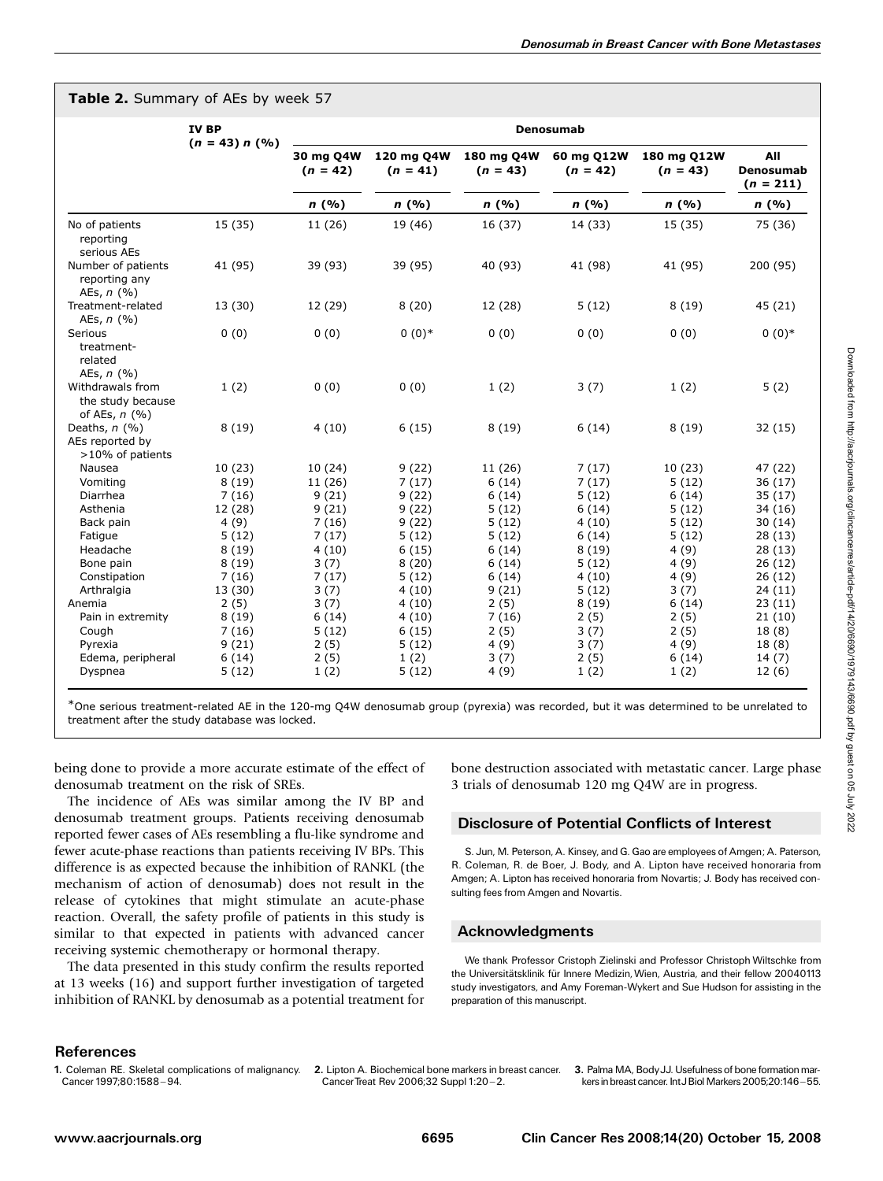**Table 2.** Summary of AEs by week 57

| | IV BP (n = 43) n (%) | Denosumab | | | | | |
|---|---|---|---|---|---|---|---|
| | | 30 mg Q4W (n = 42) | 120 mg Q4W (n = 41) | 180 mg Q4W (n = 43) | 60 mg Q12W (n = 42) | 180 mg Q12W (n = 43) | All Denosumab (n = 211) |
| | | n (%) | n (%) | n (%) | n (%) | n (%) | n (%) |
| No of patients reporting serious AEs | 15 (35) | 11 (26) | 19 (46) | 16 (37) | 14 (33) | 15 (35) | 75 (36) |
| Number of patients reporting any AEs, n (%) | 41 (95) | 39 (93) | 39 (95) | 40 (93) | 41 (98) | 41 (95) | 200 (95) |
| Treatment-related AEs, n (%) | 13 (30) | 12 (29) | 8 (20) | 12 (28) | 5 (12) | 8 (19) | 45 (21) |
| Serious treatment-related AEs, n (%) | 0 (0) | 0 (0) | 0 (0)* | 0 (0) | 0 (0) | 0 (0) | 0 (0)* |
| Withdrawals from the study because of AEs, n (%) | 1 (2) | 0 (0) | 0 (0) | 1 (2) | 3 (7) | 1 (2) | 5 (2) |
| Deaths, n (%) | 8 (19) | 4 (10) | 6 (15) | 8 (19) | 6 (14) | 8 (19) | 32 (15) |
| AEs reported by >10% of patients | | | | | | | |
| Nausea | 10 (23) | 10 (24) | 9 (22) | 11 (26) | 7 (17) | 10 (23) | 47 (22) |
| Vomiting | 8 (19) | 11 (26) | 7 (17) | 6 (14) | 7 (17) | 5 (12) | 36 (17) |
| Diarrhea | 7 (16) | 9 (21) | 9 (22) | 6 (14) | 5 (12) | 6 (14) | 35 (17) |
| Asthenia | 12 (28) | 9 (21) | 9 (22) | 5 (12) | 6 (14) | 5 (12) | 34 (16) |
| Back pain | 4 (9) | 7 (16) | 9 (22) | 5 (12) | 4 (10) | 5 (12) | 30 (14) |
| Fatigue | 5 (12) | 7 (17) | 5 (12) | 5 (12) | 6 (14) | 5 (12) | 28 (13) |
| Headache | 8 (19) | 4 (10) | 6 (15) | 6 (14) | 8 (19) | 4 (9) | 28 (13) |
| Bone pain | 8 (19) | 3 (7) | 8 (20) | 6 (14) | 5 (12) | 4 (9) | 26 (12) |
| Constipation | 7 (16) | 7 (17) | 5 (12) | 6 (14) | 4 (10) | 4 (9) | 26 (12) |
| Arthralgia | 13 (30) | 3 (7) | 4 (10) | 9 (21) | 5 (12) | 3 (7) | 24 (11) |
| Anemia | 2 (5) | 3 (7) | 4 (10) | 2 (5) | 8 (19) | 6 (14) | 23 (11) |
| Pain in extremity | 8 (19) | 6 (14) | 4 (10) | 7 (16) | 2 (5) | 2 (5) | 21 (10) |
| Cough | 7 (16) | 5 (12) | 6 (15) | 2 (5) | 3 (7) | 2 (5) | 18 (8) |
| Pyrexia | 9 (21) | 2 (5) | 5 (12) | 4 (9) | 3 (7) | 4 (9) | 18 (8) |
| Edema, peripheral | 6 (14) | 2 (5) | 1 (2) | 3 (7) | 2 (5) | 6 (14) | 14 (7) |
| Dyspnea | 5 (12) | 1 (2) | 5 (12) | 4 (9) | 1 (2) | 1 (2) | 12 (6) |

*One serious treatment-related AE in the 120-mg Q4W denosumab group (pyrexia) was recorded, but it was determined to be unrelated to treatment after the study database was locked.

being done to provide a more accurate estimate of the effect of denosumab treatment on the risk of SREs.

The incidence of AEs was similar among the IV BP and denosumab treatment groups. Patients receiving denosumab reported fewer cases of AEs resembling a flu-like syndrome and fewer acute-phase reactions than patients receiving IV BPs. This difference is as expected because the inhibition of RANKL (the mechanism of action of denosumab) does not result in the release of cytokines that might stimulate an acute-phase reaction. Overall, the safety profile of patients in this study is similar to that expected in patients with advanced cancer receiving systemic chemotherapy or hormonal therapy.

The data presented in this study confirm the results reported at 13 weeks (16) and support further investigation of targeted inhibition of RANKL by denosumab as a potential treatment for bone destruction associated with metastatic cancer. Large phase 3 trials of denosumab 120 mg Q4W are in progress.

## Disclosure of Potential Conflicts of Interest

S. Jun, M. Peterson, A. Kinsey, and G. Gao are employees of Amgen; A. Paterson, R. Coleman, R. de Boer, J. Body, and A. Lipton have received honoraria from Amgen; A. Lipton has received honoraria from Novartis; J. Body has received consulting fees from Amgen and Novartis.

## Acknowledgments

We thank Professor Cristoph Zielinski and Professor Christoph Wiltschke from the Universitätsklinik für Innere Medizin, Wien, Austria, and their fellow 20040113 study investigators, and Amy Foreman-Wykert and Sue Hudson for assisting in the preparation of this manuscript.

## References

1. Coleman RE. Skeletal complications of malignancy. Cancer 1997;80:1588–94.
2. Lipton A. Biochemical bone markers in breast cancer. Cancer Treat Rev 2006;32 Suppl 1:20–2.
3. Palma MA, Body JJ. Usefulness of bone formation markers in breast cancer. Int J Biol Markers 2005;20:146–55.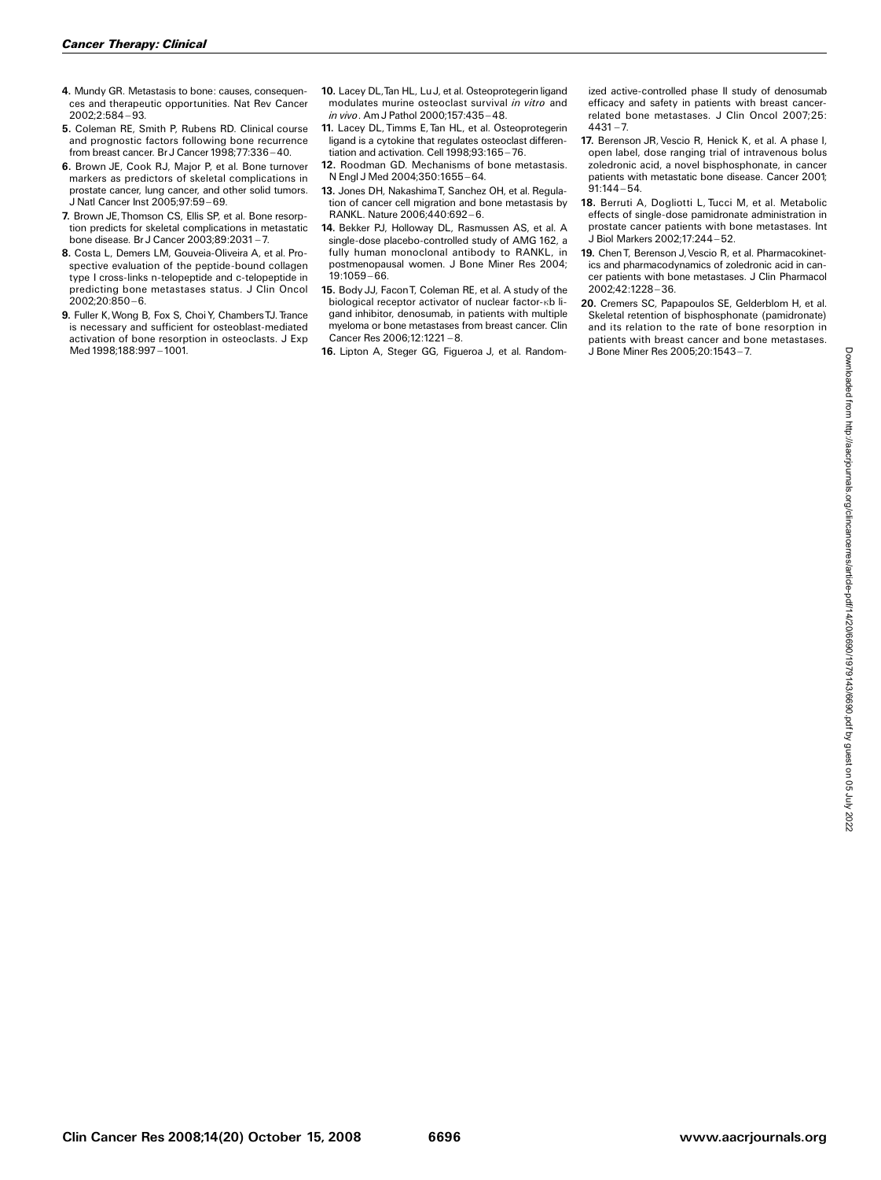4. Mundy GR. Metastasis to bone: causes, consequences and therapeutic opportunities. Nat Rev Cancer 2002;2:584–93.
5. Coleman RE, Smith P, Rubens RD. Clinical course and prognostic factors following bone recurrence from breast cancer. Br J Cancer 1998;77:336–40.
6. Brown JE, Cook RJ, Major P, et al. Bone turnover markers as predictors of skeletal complications in prostate cancer, lung cancer, and other solid tumors. J Natl Cancer Inst 2005;97:59–69.
7. Brown JE, Thomson CS, Ellis SP, et al. Bone resorption predicts for skeletal complications in metastatic bone disease. Br J Cancer 2003;89:2031–7.
8. Costa L, Demers LM, Gouveia-Oliveira A, et al. Prospective evaluation of the peptide-bound collagen type I cross-links n-telopeptide and c-telopeptide in predicting bone metastases status. J Clin Oncol 2002;20:850–6.
9. Fuller K, Wong B, Fox S, Choi Y, Chambers TJ. Trance is necessary and sufficient for osteoblast-mediated activation of bone resorption in osteoclasts. J Exp Med 1998;188:997–1001.
10. Lacey DL, Tan HL, Lu J, et al. Osteoprotegerin ligand modulates murine osteoclast survival *in vitro* and *in vivo*. Am J Pathol 2000;157:435–48.
11. Lacey DL, Timms E, Tan HL, et al. Osteoprotegerin ligand is a cytokine that regulates osteoclast differentiation and activation. Cell 1998;93:165–76.
12. Roodman GD. Mechanisms of bone metastasis. N Engl J Med 2004;350:1655–64.
13. Jones DH, Nakashima T, Sanchez OH, et al. Regulation of cancer cell migration and bone metastasis by RANKL. Nature 2006;440:692–6.
14. Bekker PJ, Holloway DL, Rasmussen AS, et al. A single-dose placebo-controlled study of AMG 162, a fully human monoclonal antibody to RANKL, in postmenopausal women. J Bone Miner Res 2004;19:1059–66.
15. Body JJ, Facon T, Coleman RE, et al. A study of the biological receptor activator of nuclear factor-κb ligand inhibitor, denosumab, in patients with multiple myeloma or bone metastases from breast cancer. Clin Cancer Res 2006;12:1221–8.
16. Lipton A, Steger GG, Figueroa J, et al. Randomized active-controlled phase II study of denosumab efficacy and safety in patients with breast cancer-related bone metastases. J Clin Oncol 2007;25:4431–7.
17. Berenson JR, Vescio R, Henick K, et al. A phase I, open label, dose ranging trial of intravenous bolus zoledronic acid, a novel bisphosphonate, in cancer patients with metastatic bone disease. Cancer 2001;91:144–54.
18. Berruti A, Dogliotti L, Tucci M, et al. Metabolic effects of single-dose pamidronate administration in prostate cancer patients with bone metastases. Int J Biol Markers 2002;17:244–52.
19. Chen T, Berenson J, Vescio R, et al. Pharmacokinetics and pharmacodynamics of zoledronic acid in cancer patients with bone metastases. J Clin Pharmacol 2002;42:1228–36.
20. Cremers SC, Papapoulos SE, Gelderblom H, et al. Skeletal retention of bisphosphonate (pamidronate) and its relation to the rate of bone resorption in patients with breast cancer and bone metastases. J Bone Miner Res 2005;20:1543–7.